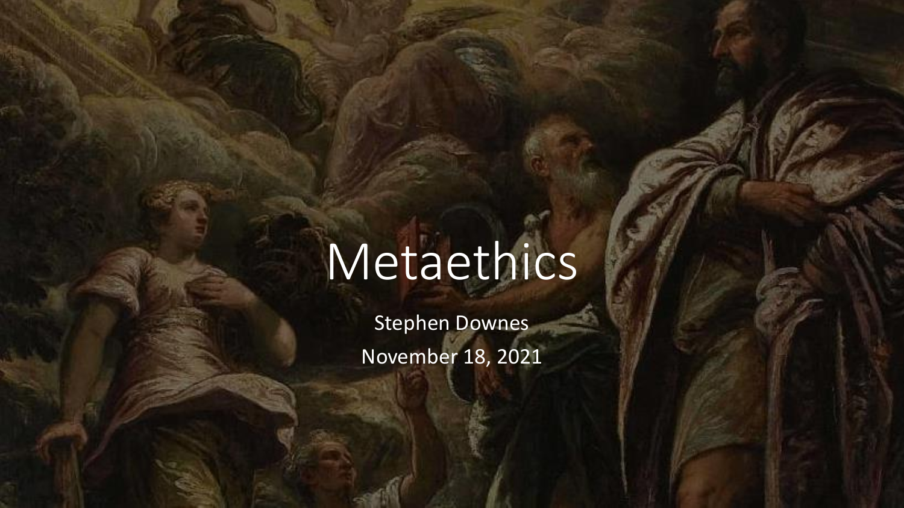# Metaethics

Stephen Downes

November 18, 2021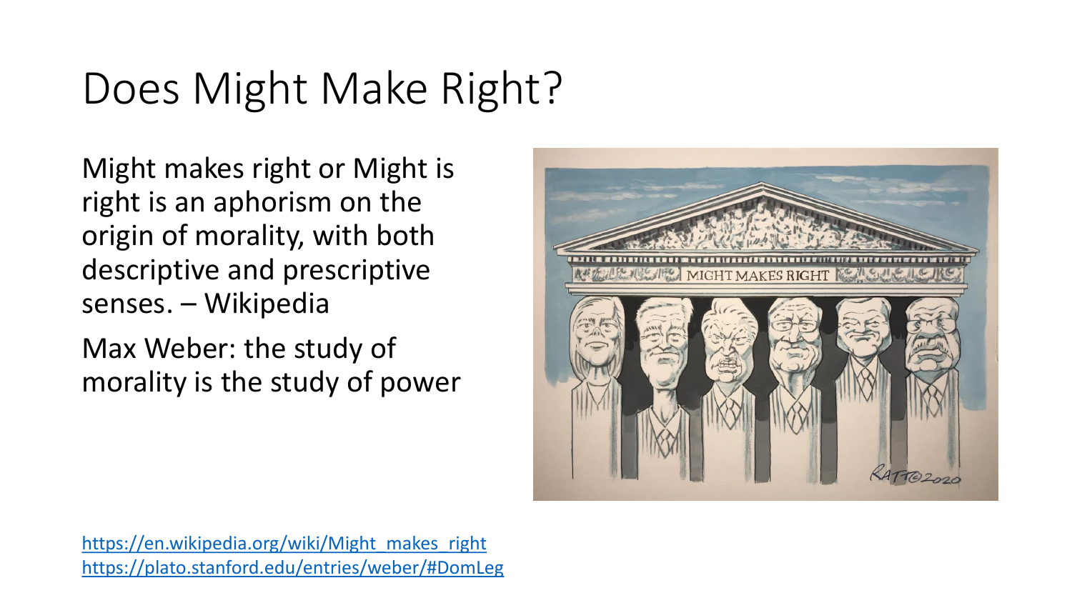# Does Might Make Right?

Might makes right or Might is right is an aphorism on the origin of morality, with both descriptive and prescriptive senses. – Wikipedia

Max Weber: the study of morality is the study of power

https://en.wikipedia.org/wiki/Might_makes_right
https://plato.stanford.edu/entries/weber/#DomLeg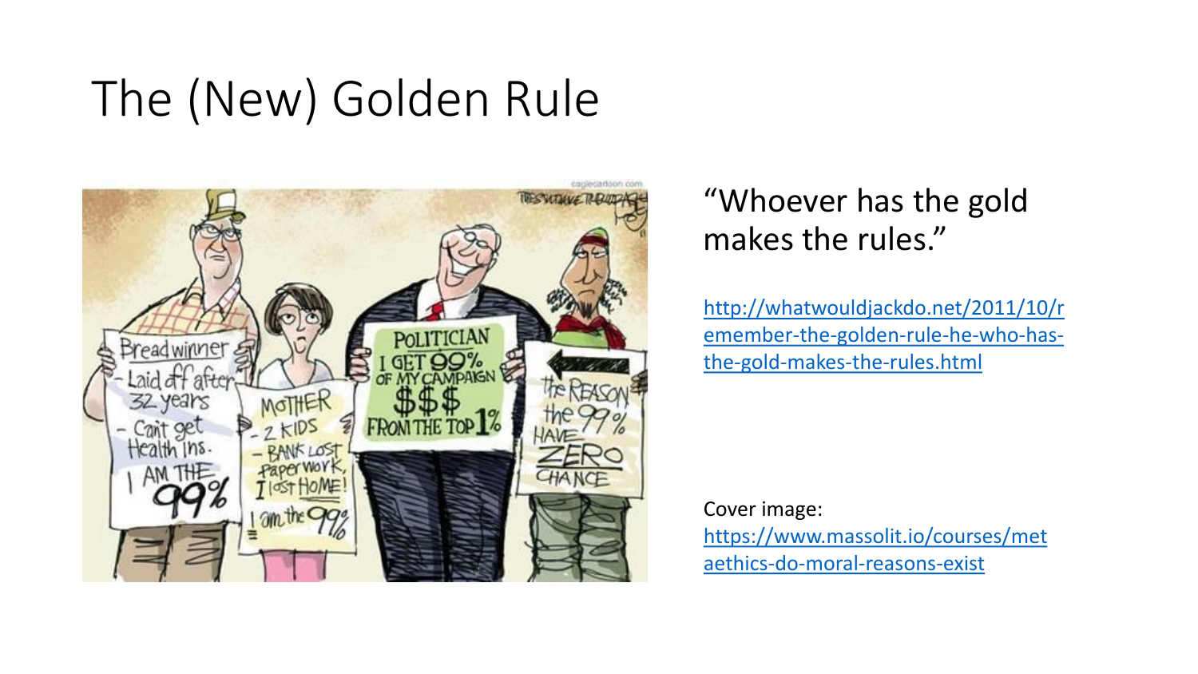# The (New) Golden Rule

"Whoever has the gold makes the rules."

http://whatwouldjackdo.net/2011/10/remember-the-golden-rule-he-who-has-the-gold-makes-the-rules.html

Cover image: https://www.massolit.io/courses/metaethics-do-moral-reasons-exist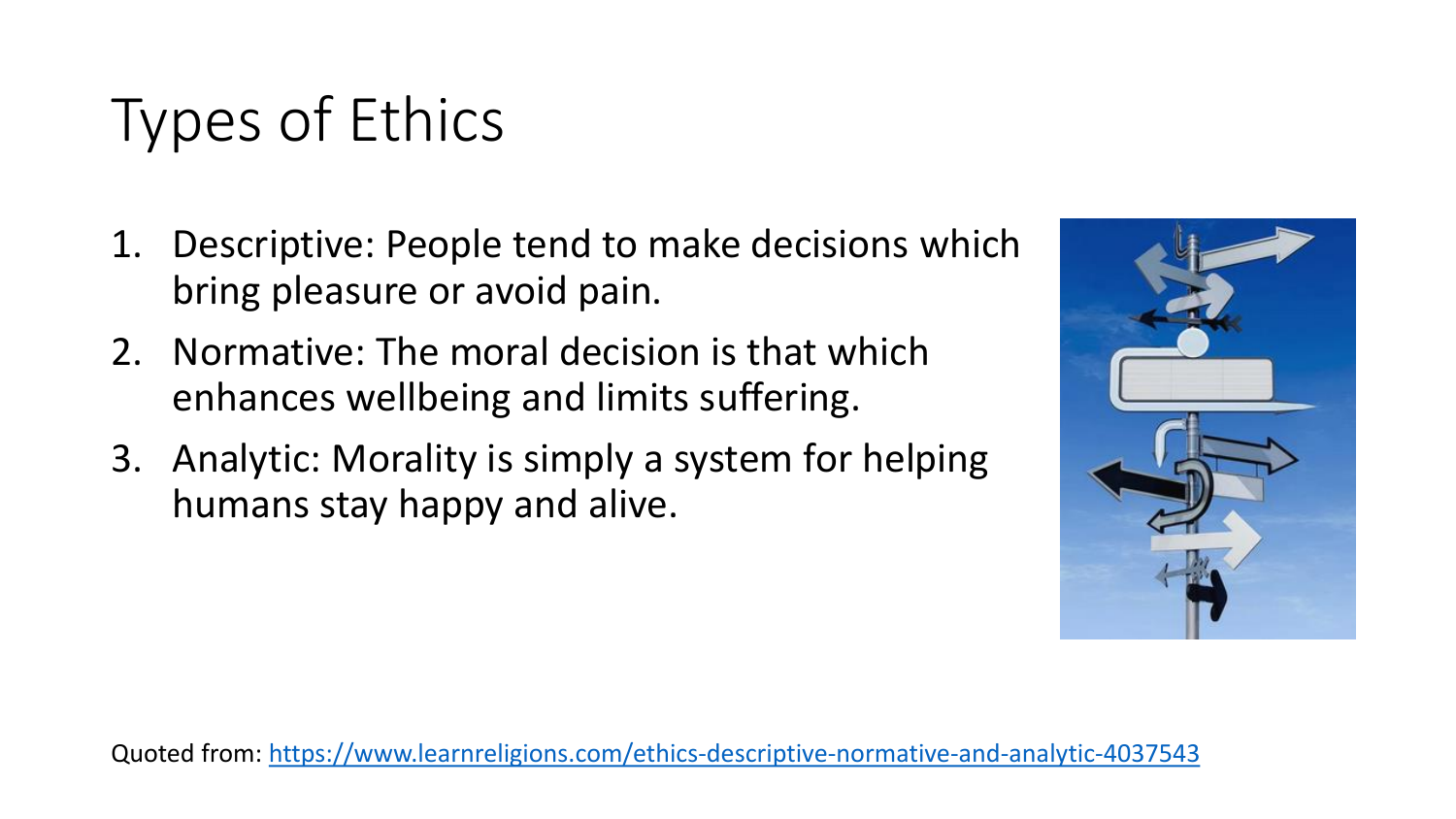# Types of Ethics

1. Descriptive: People tend to make decisions which bring pleasure or avoid pain.
2. Normative: The moral decision is that which enhances wellbeing and limits suffering.
3. Analytic: Morality is simply a system for helping humans stay happy and alive.

Quoted from: [https://www.learnreligions.com/ethics-descriptive-normative-and-analytic-4037543](https://www.learnreligions.com/ethics-descriptive-normative-and-analytic-4037543)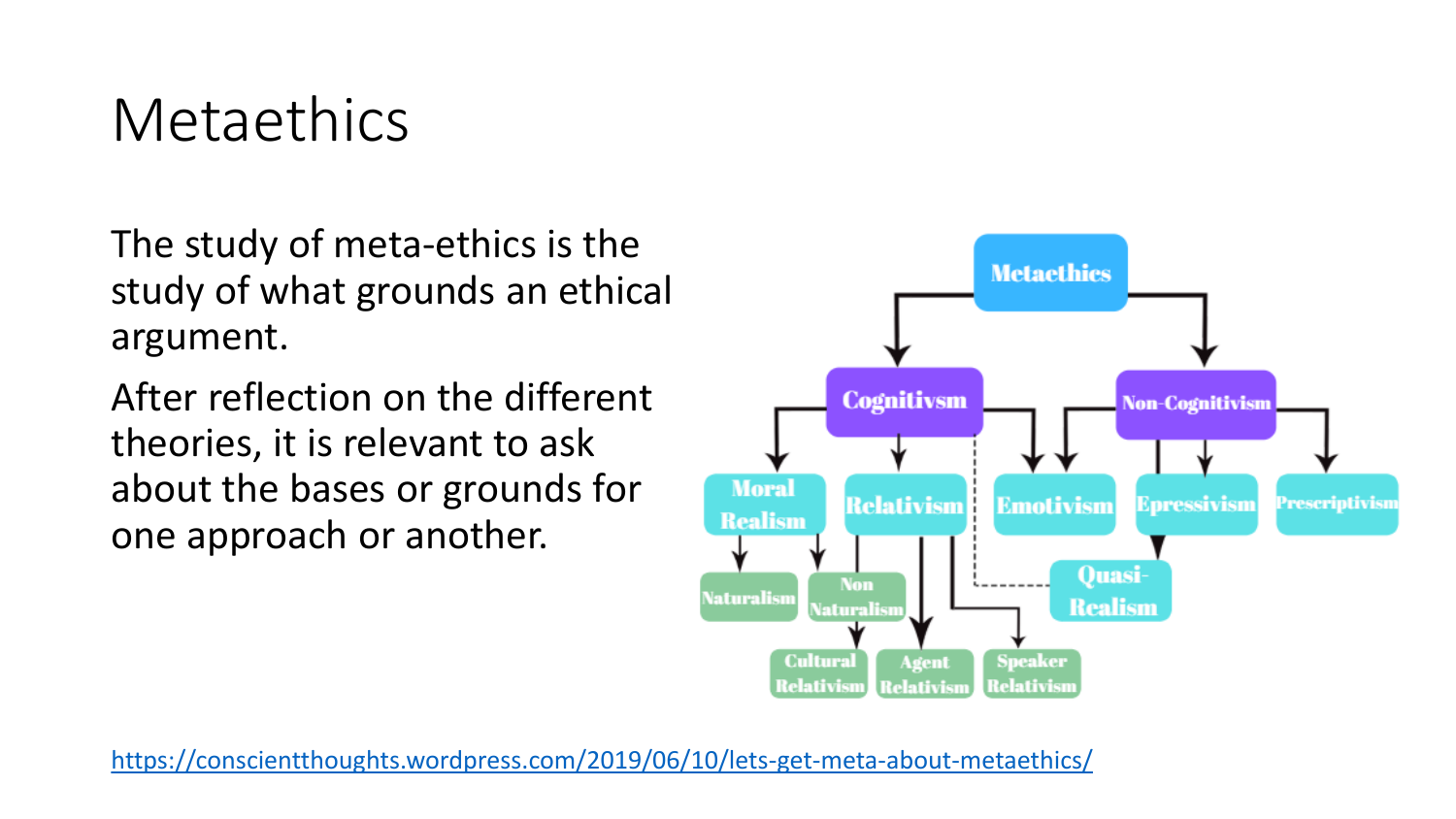# Metaethics

The study of meta-ethics is the study of what grounds an ethical argument.

After reflection on the different theories, it is relevant to ask about the bases or grounds for one approach or another.

Metaethics

Cognitivsm

Non-Cognitivism

Moral Realism

Relativism

Emotivism

Epressivism

Prescriptivism

Naturalism

Non Naturalism

Quasi-Realism

Cultural Relativism

Agent Relativism

Speaker Relativism

https://conscientthoughts.wordpress.com/2019/06/10/lets-get-meta-about-metaethics/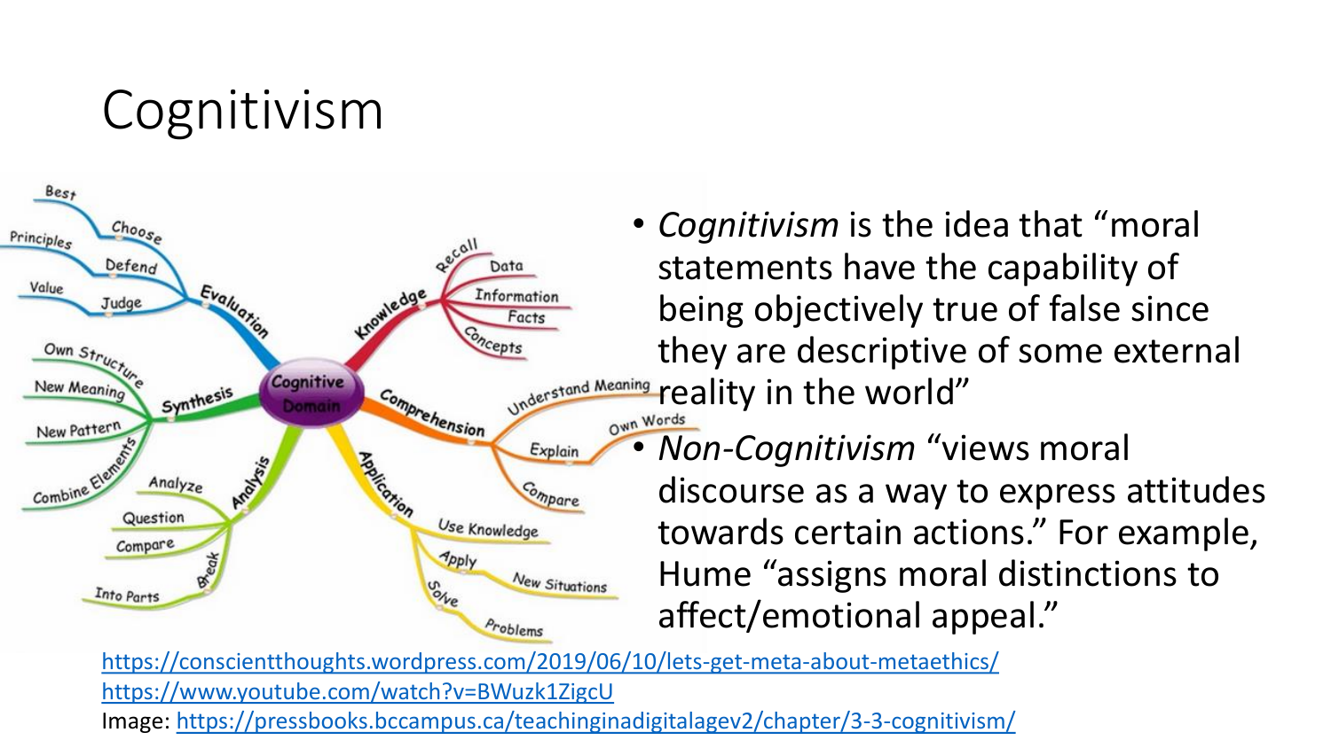# Cognitivism

- *Cognitivism* is the idea that "moral statements have the capability of being objectively true of false since they are descriptive of some external reality in the world"
- *Non-Cognitivism* "views moral discourse as a way to express attitudes towards certain actions." For example, Hume "assigns moral distinctions to affect/emotional appeal."

https://conscientthoughts.wordpress.com/2019/06/10/lets-get-meta-about-metaethics/

https://www.youtube.com/watch?v=BWuzk1ZigcU

Image: https://pressbooks.bccampus.ca/teachinginadigitalagev2/chapter/3-3-cognitivism/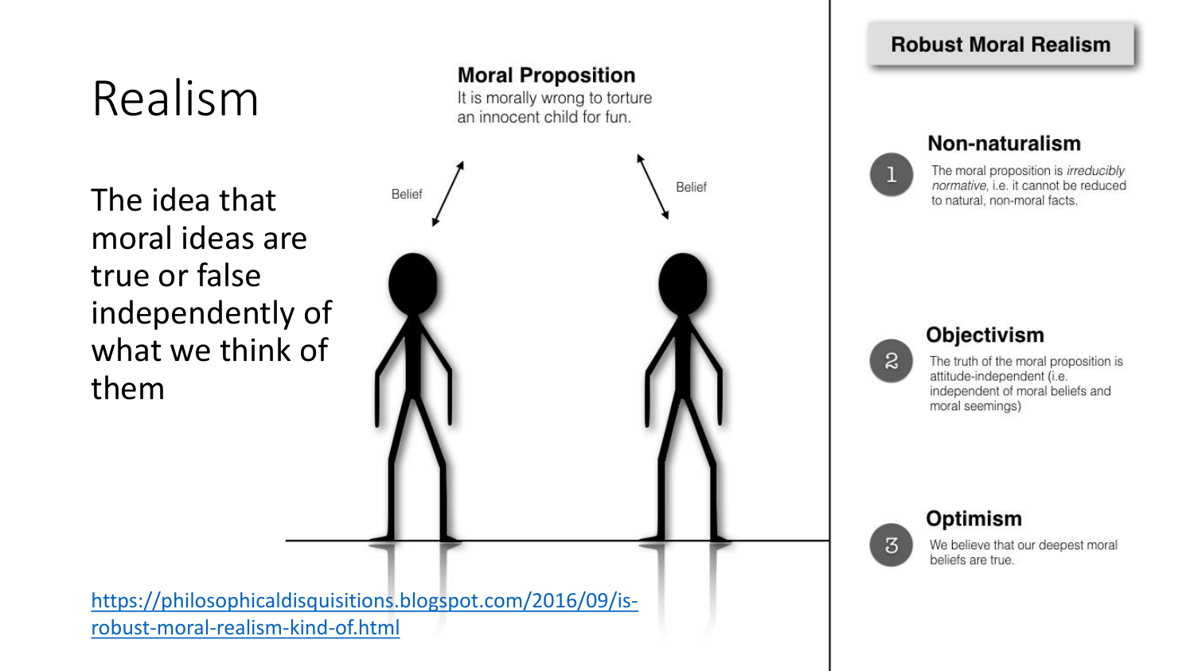# Realism

The idea that moral ideas are true or false independently of what we think of them

**Moral Proposition**
It is morally wrong to torture an innocent child for fun.

Belief

Belief

[https://philosophicaldisquisitions.blogspot.com/2016/09/is-robust-moral-realism-kind-of.html](https://philosophicaldisquisitions.blogspot.com/2016/09/is-robust-moral-realism-kind-of.html)

## Robust Moral Realism

1. **Non-naturalism**
   The moral proposition is *irreducibly normative*, i.e. it cannot be reduced to natural, non-moral facts.

2. **Objectivism**
   The truth of the moral proposition is attitude-independent (i.e. independent of moral beliefs and moral seemings)

3. **Optimism**
   We believe that our deepest moral beliefs are true.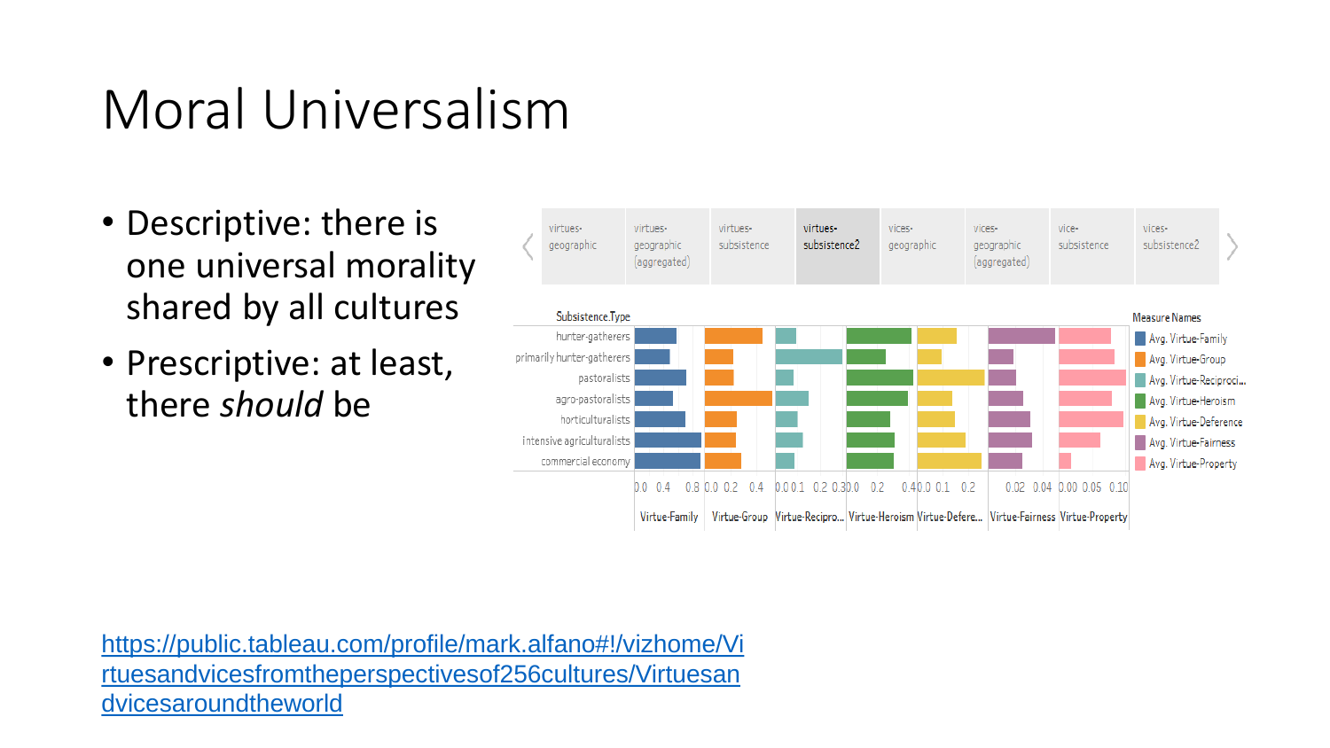# Moral Universalism

- Descriptive: there is one universal morality shared by all cultures
- Prescriptive: at least, there *should* be

virtues-geographic
virtues-geographic (aggregated)
virtues-subsistence
virtues-subsistence2
vices-geographic
vices-geographic (aggregated)
vice-subsistence
vices-subsistence2

Subsistence.Type

hunter-gatherers
primarily hunter-gatherers
pastoralists
agro-pastoralists
horticulturalists
intensive agriculturalists
commercial economy

0.0 0.4 0.8 0.0 0.2 0.4 0.0 0.1 0.2 0.3 0.0 0.2 0.4 0.0 0.1 0.2 0.02 0.04 0.00 0.05 0.10

Virtue-Family Virtue-Group Virtue-Recipro... Virtue-Heroism Virtue-Defere... Virtue-Fairness Virtue-Property

Measure Names

Avg. Virtue-Family
Avg. Virtue-Group
Avg. Virtue-Reciproci...
Avg. Virtue-Heroism
Avg. Virtue-Deference
Avg. Virtue-Fairness
Avg. Virtue-Property

https://public.tableau.com/profile/mark.alfano#!/vizhome/VirtuesandvicesfromtheperspectivesofZ56cultures/Virtuesandvicesaroundtheworld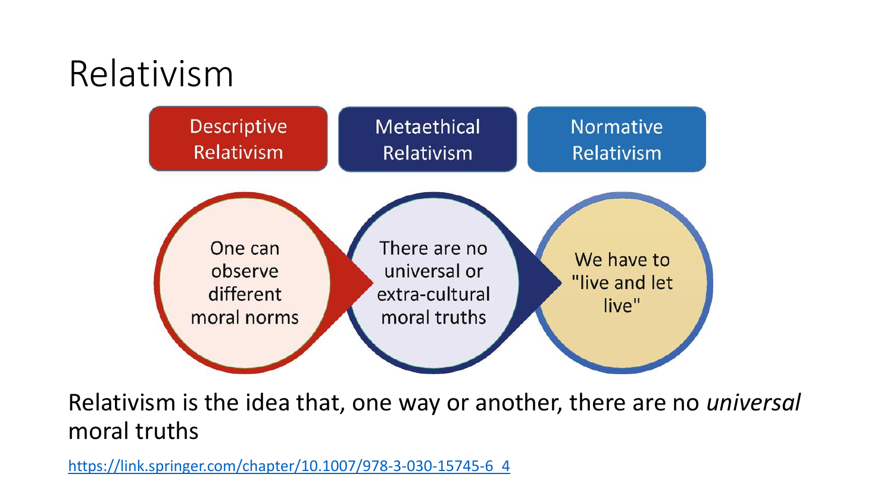# Relativism

Descriptive Relativism

Metaethical Relativism

Normative Relativism

One can observe different moral norms

There are no universal or extra-cultural moral truths

We have to "live and let live"

Relativism is the idea that, one way or another, there are no *universal* moral truths

https://link.springer.com/chapter/10.1007/978-3-030-15745-6_4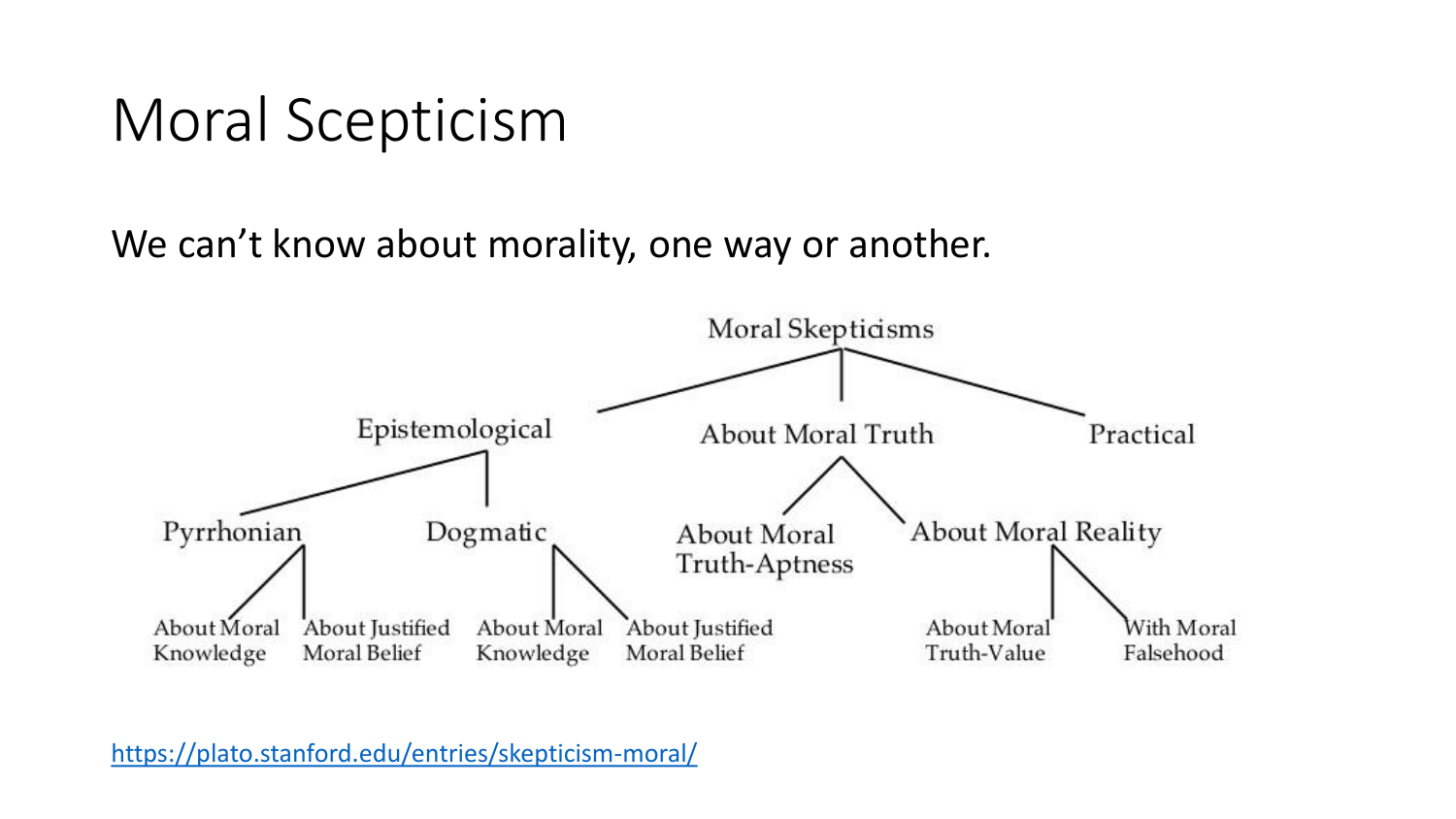# Moral Scepticism

We can't know about morality, one way or another.

Moral Skepticisms

Epistemological

About Moral Truth

Practical

Pyrrhonian

Dogmatic

About Moral Truth-Aptness

About Moral Reality

About Moral Knowledge

About Justified Moral Belief

About Moral Knowledge

About Justified Moral Belief

About Moral Truth-Value

With Moral Falsehood

https://plato.stanford.edu/entries/skepticism-moral/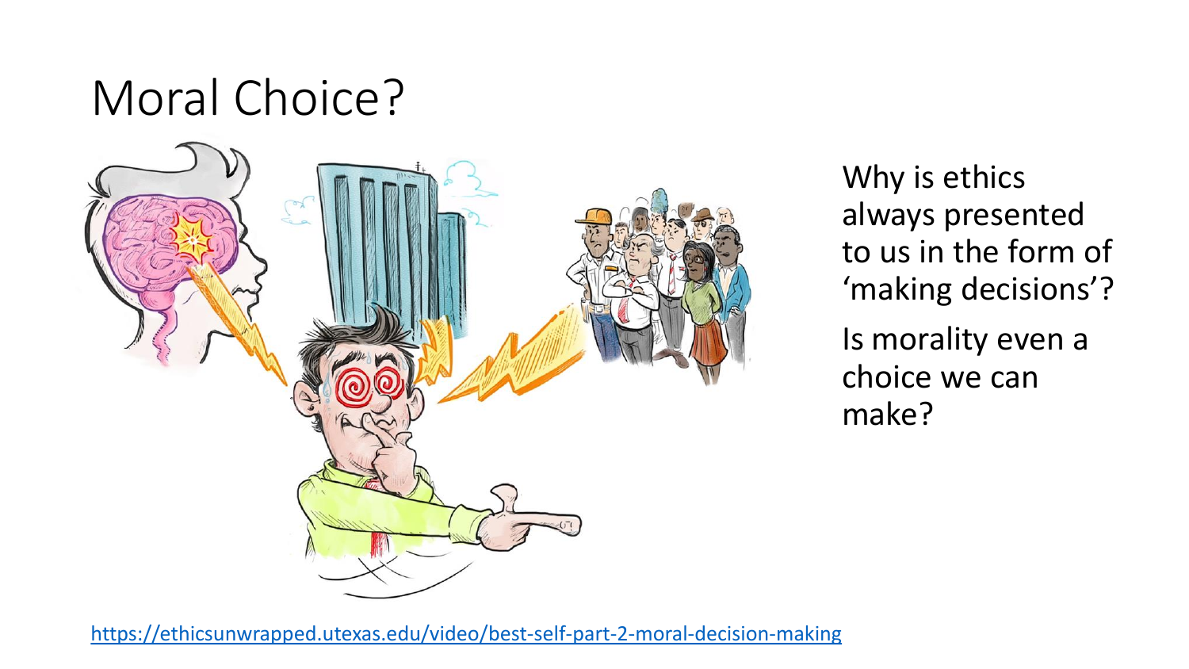# Moral Choice?

Why is ethics always presented to us in the form of 'making decisions'?

Is morality even a choice we can make?

https://ethicsunwrapped.utexas.edu/video/best-self-part-2-moral-decision-making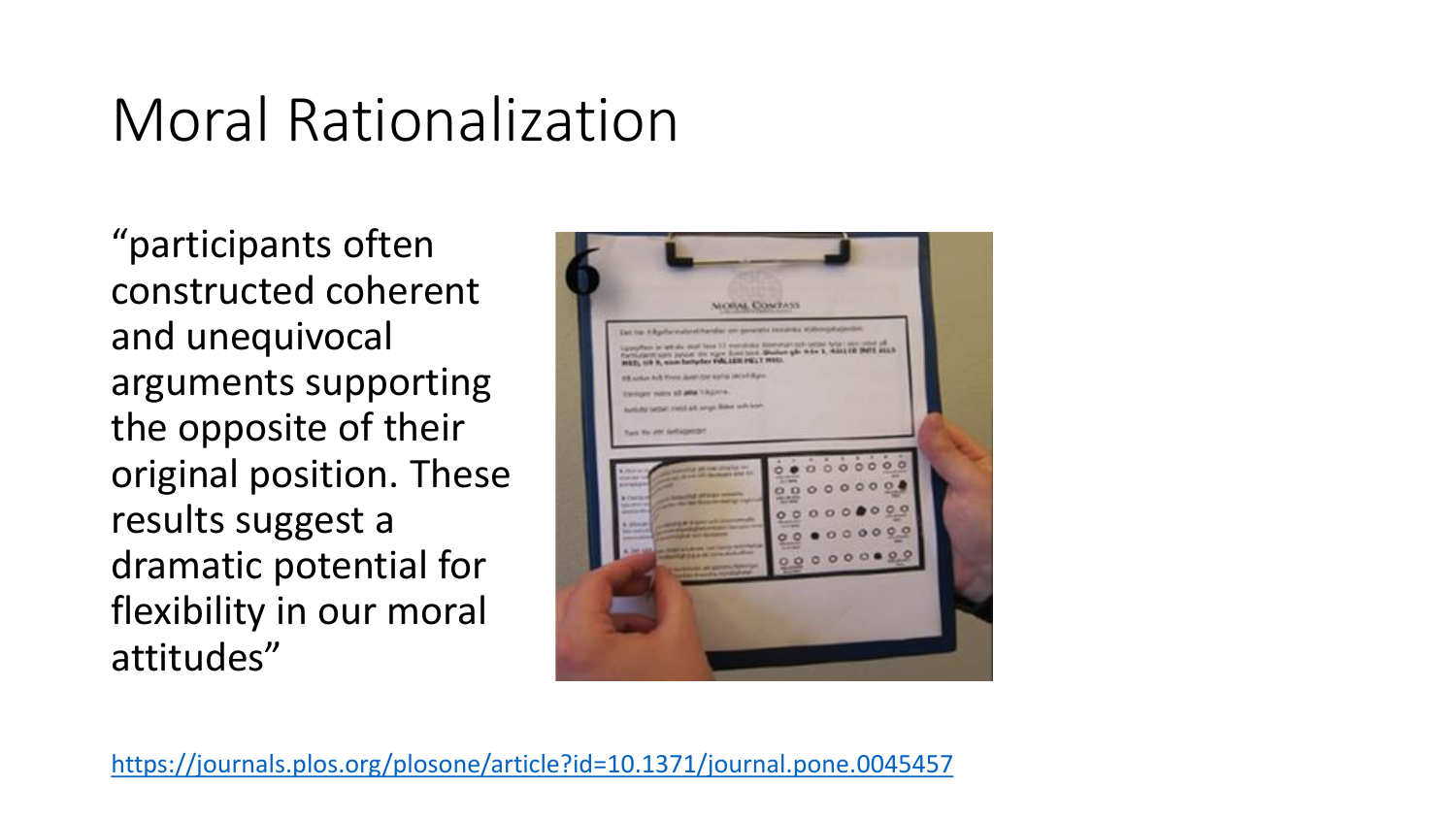# Moral Rationalization

"participants often constructed coherent and unequivocal arguments supporting the opposite of their original position. These results suggest a dramatic potential for flexibility in our moral attitudes"

https://journals.plos.org/plosone/article?id=10.1371/journal.pone.0045457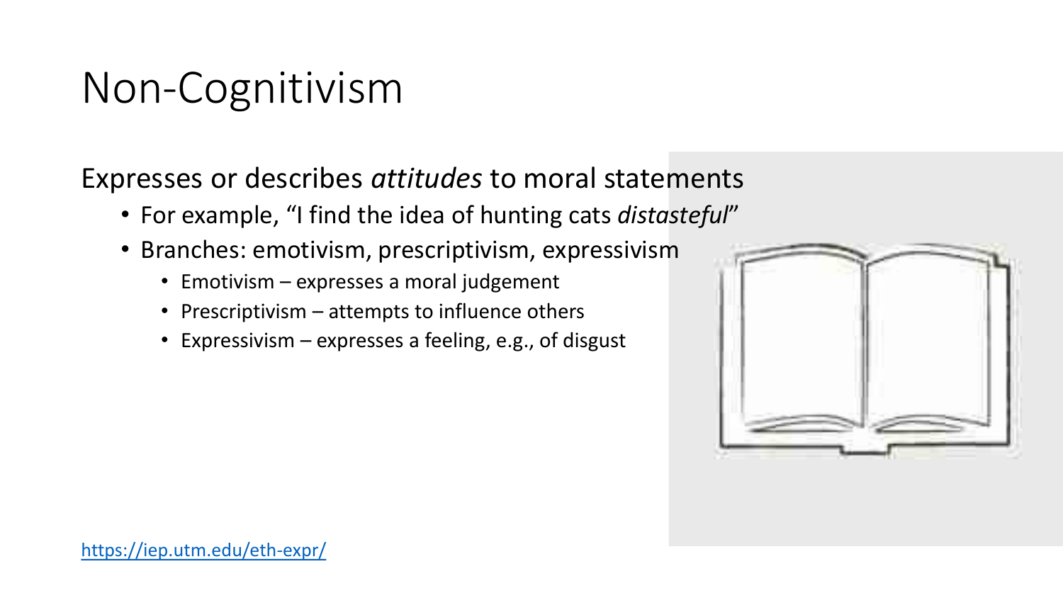# Non-Cognitivism

Expresses or describes *attitudes* to moral statements

- For example, "I find the idea of hunting cats *distasteful*"
- Branches: emotivism, prescriptivism, expressivism
  - Emotivism – expresses a moral judgement
  - Prescriptivism – attempts to influence others
  - Expressivism – expresses a feeling, e.g., of disgust

https://iep.utm.edu/eth-expr/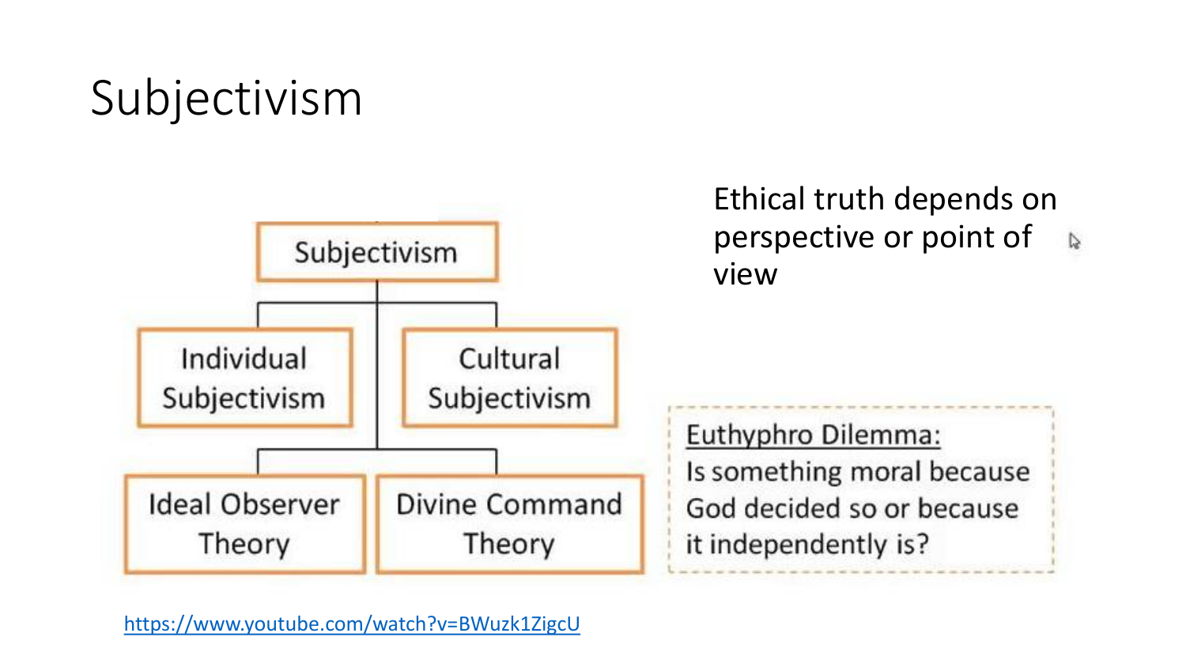# Subjectivism

Subjectivism

Individual Subjectivism

Cultural Subjectivism

Ideal Observer Theory

Divine Command Theory

Ethical truth depends on perspective or point of view

Euthyphro Dilemma:
Is something moral because God decided so or because it independently is?

https://www.youtube.com/watch?v=BWuzk1ZigcU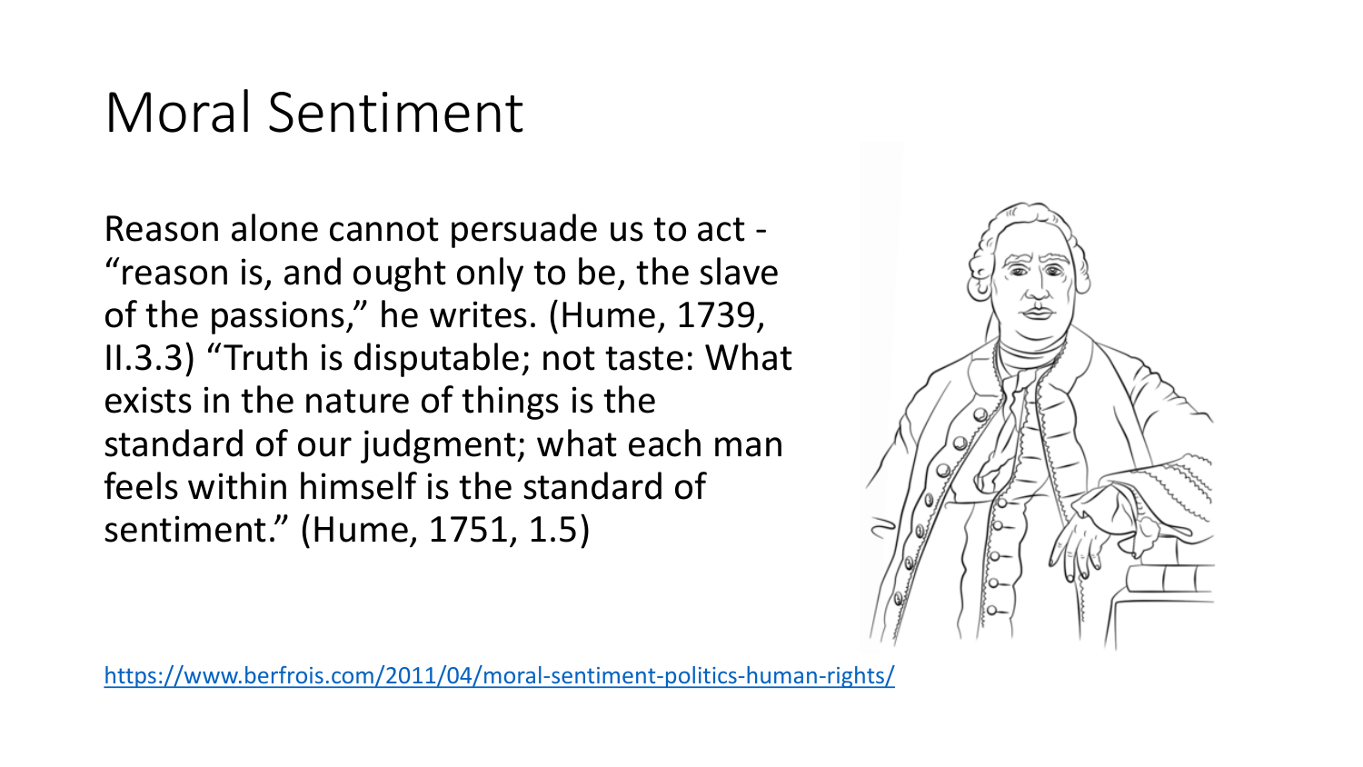# Moral Sentiment

Reason alone cannot persuade us to act - "reason is, and ought only to be, the slave of the passions," he writes. (Hume, 1739, II.3.3) "Truth is disputable; not taste: What exists in the nature of things is the standard of our judgment; what each man feels within himself is the standard of sentiment." (Hume, 1751, 1.5)

https://www.berfrois.com/2011/04/moral-sentiment-politics-human-rights/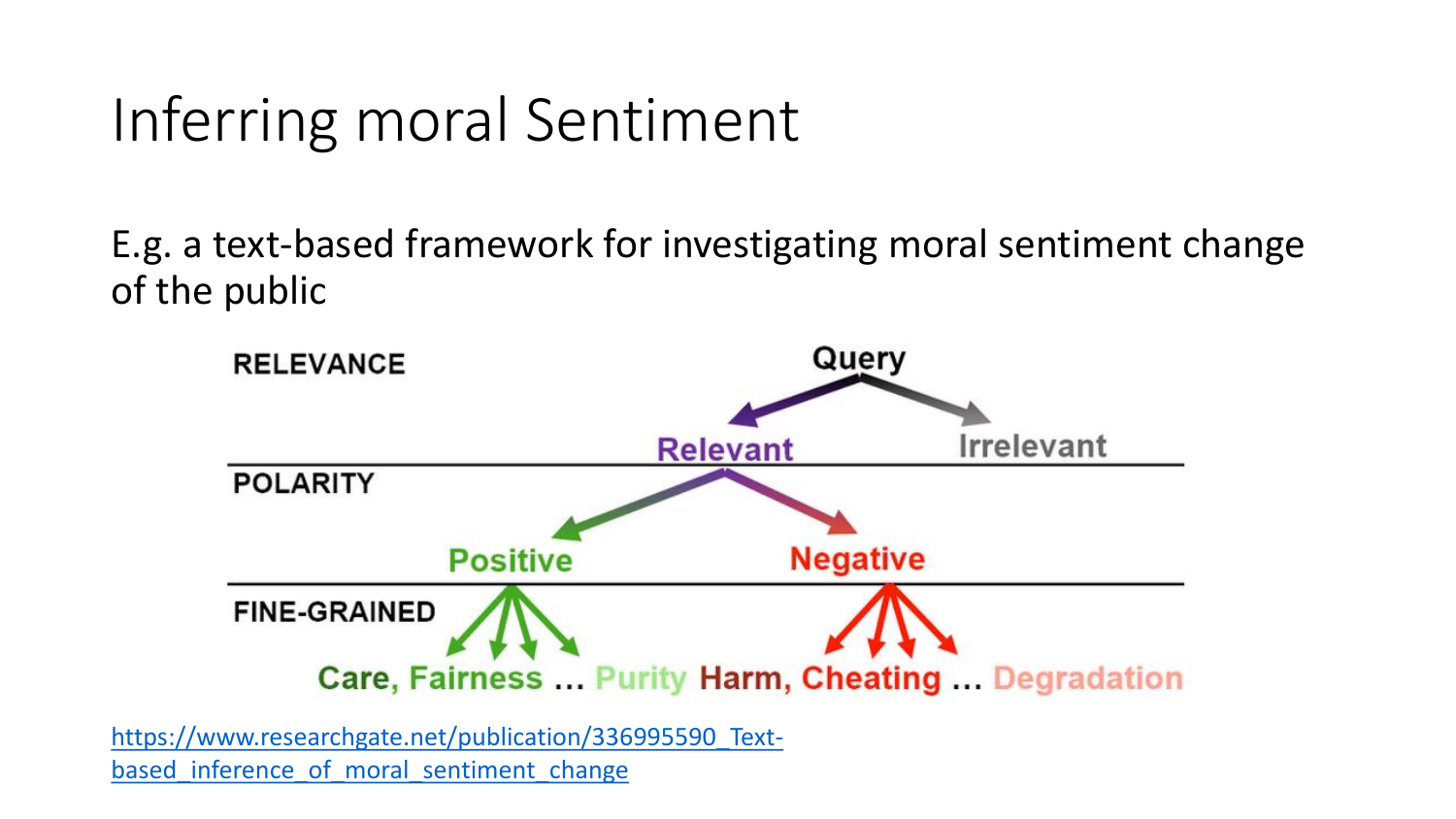# Inferring moral Sentiment

E.g. a text-based framework for investigating moral sentiment change of the public

RELEVANCE

Query

Relevant

Irrelevant

POLARITY

Positive

Negative

FINE-GRAINED

Care, Fairness … Purity Harm, Cheating … Degradation

https://www.researchgate.net/publication/336995590_Text-based_inference_of_moral_sentiment_change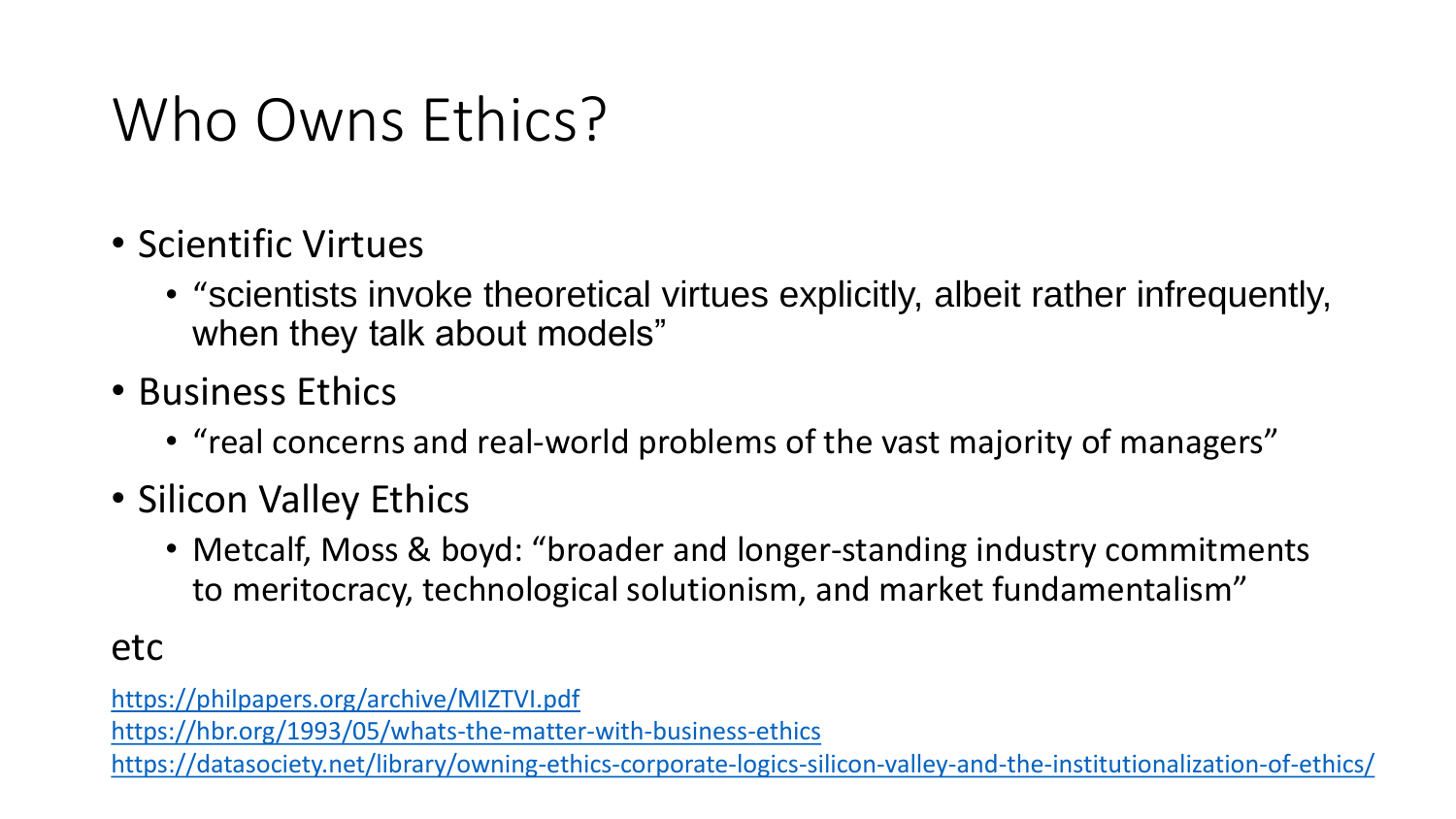# Who Owns Ethics?

- Scientific Virtues
  - “scientists invoke theoretical virtues explicitly, albeit rather infrequently, when they talk about models”
- Business Ethics
  - “real concerns and real-world problems of the vast majority of managers”
- Silicon Valley Ethics
  - Metcalf, Moss & boyd: “broader and longer-standing industry commitments to meritocracy, technological solutionism, and market fundamentalism”

etc

https://philpapers.org/archive/MIZTVI.pdf
https://hbr.org/1993/05/whats-the-matter-with-business-ethics
https://datasociety.net/library/owning-ethics-corporate-logics-silicon-valley-and-the-institutionalization-of-ethics/